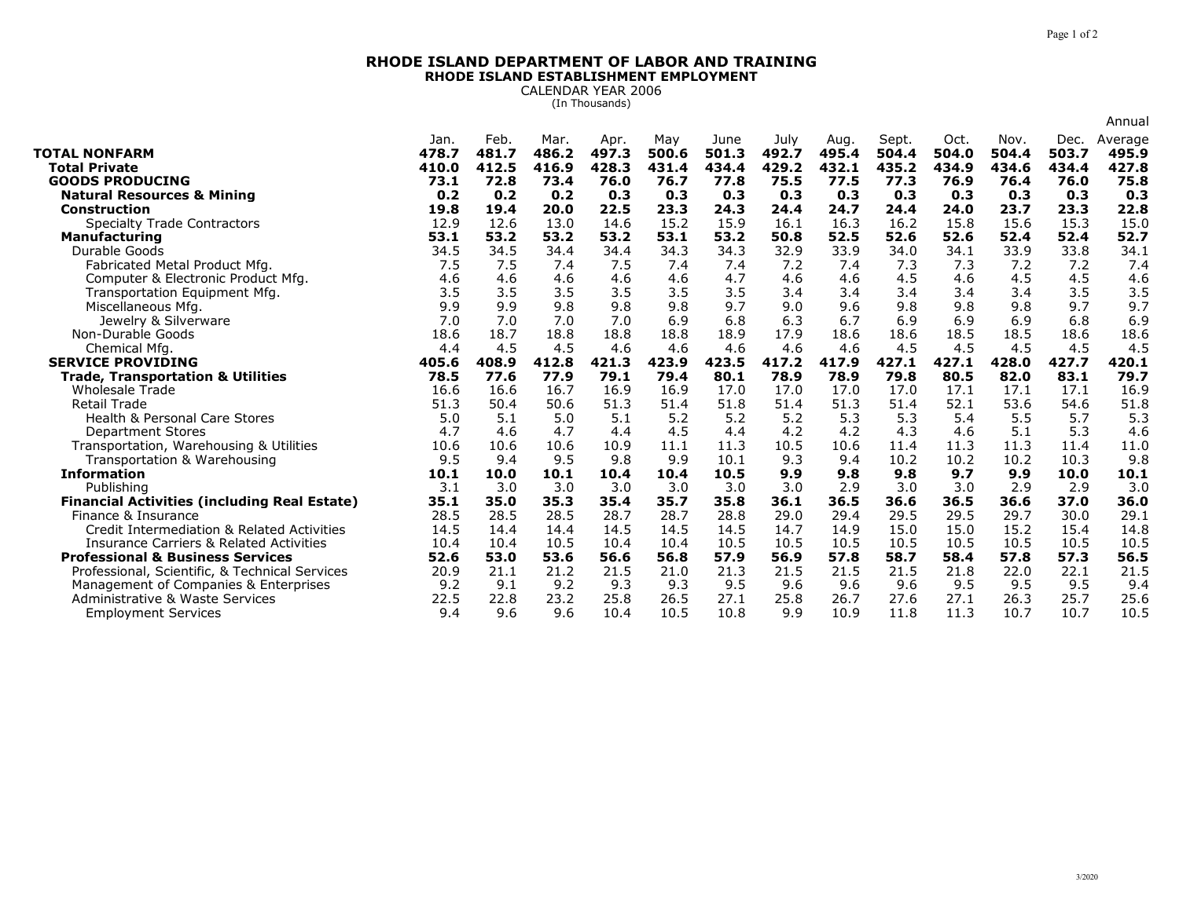# RHODE ISLAND DEPARTMENT OF LABOR AND TRAINING

## RHODE ISLAND ESTABLISHMENT EMPLOYMENT

CALENDAR YEAR 2006

(In Thousands)

| | Jan. | Feb. | Mar. | Apr. | May | June | July | Aug. | Sept. | Oct. | Nov. | Dec. | Annual Average |
|---|---|---|---|---|---|---|---|---|---|---|---|---|---|
| **TOTAL NONFARM** | **478.7** | **481.7** | **486.2** | **497.3** | **500.6** | **501.3** | **492.7** | **495.4** | **504.4** | **504.0** | **504.4** | **503.7** | **495.9** |
| **Total Private** | **410.0** | **412.5** | **416.9** | **428.3** | **431.4** | **434.4** | **429.2** | **432.1** | **435.2** | **434.9** | **434.6** | **434.4** | **427.8** |
| **GOODS PRODUCING** | **73.1** | **72.8** | **73.4** | **76.0** | **76.7** | **77.8** | **75.5** | **77.5** | **77.3** | **76.9** | **76.4** | **76.0** | **75.8** |
| **Natural Resources & Mining** | **0.2** | **0.2** | **0.2** | **0.3** | **0.3** | **0.3** | **0.3** | **0.3** | **0.3** | **0.3** | **0.3** | **0.3** | **0.3** |
| **Construction** | **19.8** | **19.4** | **20.0** | **22.5** | **23.3** | **24.3** | **24.4** | **24.7** | **24.4** | **24.0** | **23.7** | **23.3** | **22.8** |
| Specialty Trade Contractors | 12.9 | 12.6 | 13.0 | 14.6 | 15.2 | 15.9 | 16.1 | 16.3 | 16.2 | 15.8 | 15.6 | 15.3 | 15.0 |
| **Manufacturing** | **53.1** | **53.2** | **53.2** | **53.2** | **53.1** | **53.2** | **50.8** | **52.5** | **52.6** | **52.6** | **52.4** | **52.4** | **52.7** |
| Durable Goods | 34.5 | 34.5 | 34.4 | 34.4 | 34.3 | 34.3 | 32.9 | 33.9 | 34.0 | 34.1 | 33.9 | 33.8 | 34.1 |
| Fabricated Metal Product Mfg. | 7.5 | 7.5 | 7.4 | 7.5 | 7.4 | 7.4 | 7.2 | 7.4 | 7.3 | 7.3 | 7.2 | 7.2 | 7.4 |
| Computer & Electronic Product Mfg. | 4.6 | 4.6 | 4.6 | 4.6 | 4.6 | 4.7 | 4.6 | 4.6 | 4.5 | 4.6 | 4.5 | 4.5 | 4.6 |
| Transportation Equipment Mfg. | 3.5 | 3.5 | 3.5 | 3.5 | 3.5 | 3.5 | 3.4 | 3.4 | 3.4 | 3.4 | 3.4 | 3.5 | 3.5 |
| Miscellaneous Mfg. | 9.9 | 9.9 | 9.8 | 9.8 | 9.8 | 9.7 | 9.0 | 9.6 | 9.8 | 9.8 | 9.8 | 9.7 | 9.7 |
| Jewelry & Silverware | 7.0 | 7.0 | 7.0 | 7.0 | 6.9 | 6.8 | 6.3 | 6.7 | 6.9 | 6.9 | 6.9 | 6.8 | 6.9 |
| Non-Durable Goods | 18.6 | 18.7 | 18.8 | 18.8 | 18.8 | 18.9 | 17.9 | 18.6 | 18.6 | 18.5 | 18.5 | 18.6 | 18.6 |
| Chemical Mfg. | 4.4 | 4.5 | 4.5 | 4.6 | 4.6 | 4.6 | 4.6 | 4.6 | 4.6 | 4.5 | 4.5 | 4.5 | 4.5 |
| **SERVICE PROVIDING** | **405.6** | **408.9** | **412.8** | **421.3** | **423.9** | **423.5** | **417.2** | **417.9** | **427.1** | **427.1** | **428.0** | **427.7** | **420.1** |
| **Trade, Transportation & Utilities** | **78.5** | **77.6** | **77.9** | **79.1** | **79.4** | **80.1** | **78.9** | **78.9** | **79.8** | **80.5** | **82.0** | **83.1** | **79.7** |
| Wholesale Trade | 16.6 | 16.6 | 16.7 | 16.9 | 16.9 | 17.0 | 17.0 | 17.0 | 17.0 | 17.1 | 17.1 | 17.1 | 16.9 |
| Retail Trade | 51.3 | 50.4 | 50.6 | 51.3 | 51.4 | 51.8 | 51.4 | 51.3 | 51.4 | 52.1 | 53.6 | 54.6 | 51.8 |
| Health & Personal Care Stores | 5.0 | 5.1 | 5.0 | 5.1 | 5.2 | 5.2 | 5.2 | 5.3 | 5.3 | 5.4 | 5.5 | 5.7 | 5.3 |
| Department Stores | 4.7 | 4.6 | 4.7 | 4.4 | 4.5 | 4.4 | 4.2 | 4.2 | 4.3 | 4.6 | 5.1 | 5.3 | 4.6 |
| Transportation, Warehousing & Utilities | 10.6 | 10.6 | 10.6 | 10.9 | 11.1 | 11.3 | 10.5 | 10.6 | 11.4 | 11.3 | 11.3 | 11.4 | 11.0 |
| Transportation & Warehousing | 9.5 | 9.4 | 9.5 | 9.8 | 9.9 | 10.1 | 9.3 | 9.4 | 10.2 | 10.2 | 10.2 | 10.3 | 9.8 |
| **Information** | **10.1** | **10.0** | **10.1** | **10.4** | **10.4** | **10.5** | **9.9** | **9.8** | **9.8** | **9.7** | **9.9** | **10.0** | **10.1** |
| Publishing | 3.1 | 3.0 | 3.0 | 3.0 | 3.0 | 3.0 | 3.0 | 2.9 | 3.0 | 3.0 | 2.9 | 2.9 | 3.0 |
| **Financial Activities (including Real Estate)** | **35.1** | **35.0** | **35.3** | **35.4** | **35.7** | **35.8** | **36.1** | **36.5** | **36.6** | **36.5** | **36.6** | **37.0** | **36.0** |
| Finance & Insurance | 28.5 | 28.5 | 28.5 | 28.7 | 28.7 | 28.8 | 29.0 | 29.4 | 29.5 | 29.5 | 29.7 | 30.0 | 29.1 |
| Credit Intermediation & Related Activities | 14.5 | 14.4 | 14.4 | 14.5 | 14.5 | 14.5 | 14.7 | 14.9 | 15.0 | 15.0 | 15.2 | 15.4 | 14.8 |
| Insurance Carriers & Related Activities | 10.4 | 10.4 | 10.5 | 10.4 | 10.4 | 10.5 | 10.5 | 10.5 | 10.5 | 10.5 | 10.5 | 10.5 | 10.5 |
| **Professional & Business Services** | **52.6** | **53.0** | **53.6** | **56.6** | **56.8** | **57.9** | **56.9** | **57.8** | **58.7** | **58.4** | **57.8** | **57.3** | **56.5** |
| Professional, Scientific, & Technical Services | 20.9 | 21.1 | 21.2 | 21.5 | 21.0 | 21.3 | 21.5 | 21.5 | 21.5 | 21.8 | 22.0 | 22.1 | 21.5 |
| Management of Companies & Enterprises | 9.2 | 9.1 | 9.2 | 9.3 | 9.3 | 9.5 | 9.6 | 9.6 | 9.6 | 9.5 | 9.5 | 9.5 | 9.4 |
| Administrative & Waste Services | 22.5 | 22.8 | 23.2 | 25.8 | 26.5 | 27.1 | 25.8 | 26.7 | 27.6 | 27.1 | 26.3 | 25.7 | 25.6 |
| Employment Services | 9.4 | 9.6 | 9.6 | 10.4 | 10.5 | 10.8 | 9.9 | 10.9 | 11.8 | 11.3 | 10.7 | 10.7 | 10.5 |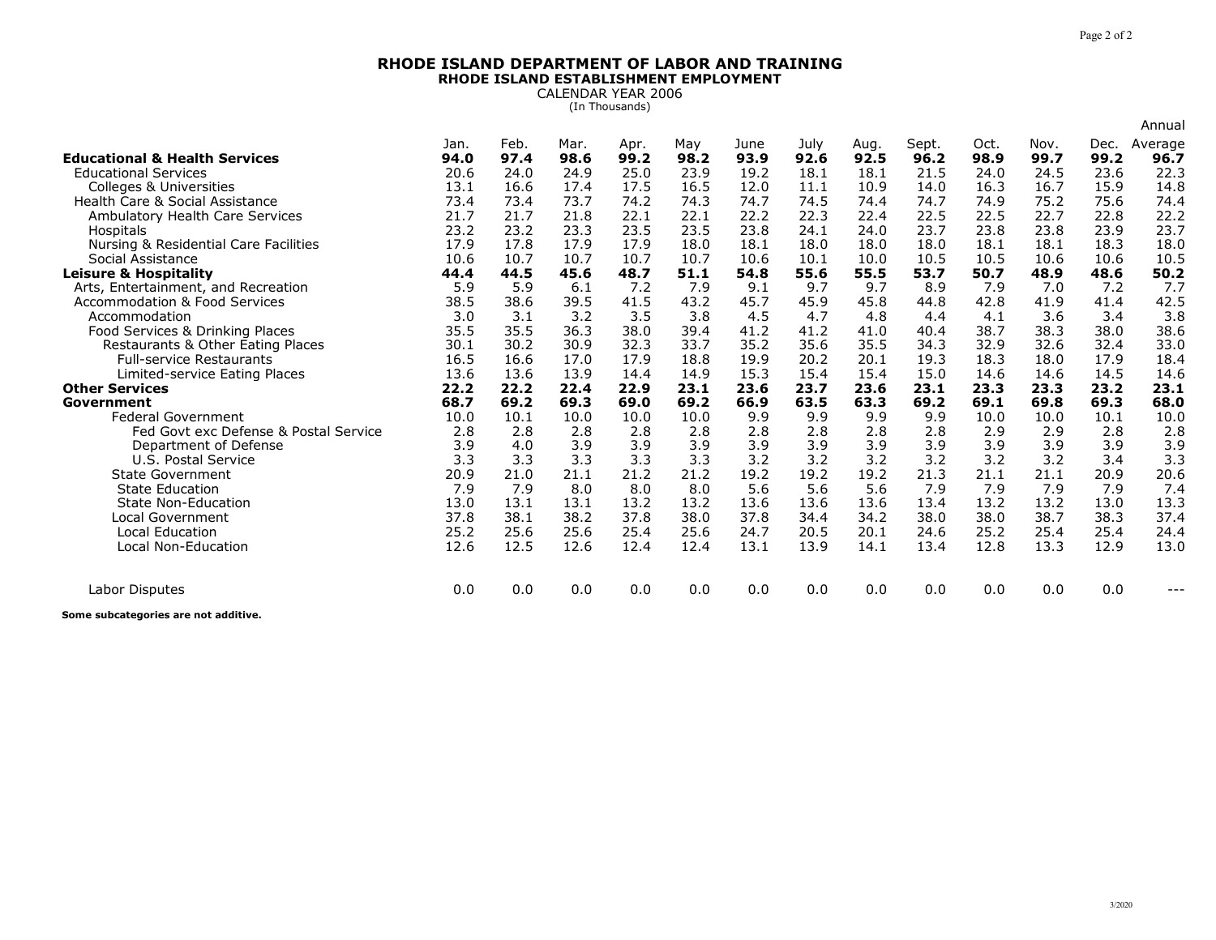# RHODE ISLAND DEPARTMENT OF LABOR AND TRAINING

## RHODE ISLAND ESTABLISHMENT EMPLOYMENT

CALENDAR YEAR 2006

(In Thousands)

| | Jan. | Feb. | Mar. | Apr. | May | June | July | Aug. | Sept. | Oct. | Nov. | Dec. | Annual Average |
|---|---|---|---|---|---|---|---|---|---|---|---|---|---|
| **Educational & Health Services** | **94.0** | **97.4** | **98.6** | **99.2** | **98.2** | **93.9** | **92.6** | **92.5** | **96.2** | **98.9** | **99.7** | **99.2** | **96.7** |
| Educational Services | 20.6 | 24.0 | 24.9 | 25.0 | 23.9 | 19.2 | 18.1 | 18.1 | 21.5 | 24.0 | 24.5 | 23.6 | 22.3 |
| Colleges & Universities | 13.1 | 16.6 | 17.4 | 17.5 | 16.5 | 12.0 | 11.1 | 10.9 | 14.0 | 16.3 | 16.7 | 15.9 | 14.8 |
| Health Care & Social Assistance | 73.4 | 73.4 | 73.7 | 74.2 | 74.3 | 74.7 | 74.5 | 74.4 | 74.7 | 74.9 | 75.2 | 75.6 | 74.4 |
| Ambulatory Health Care Services | 21.7 | 21.7 | 21.8 | 22.1 | 22.1 | 22.2 | 22.3 | 22.4 | 22.5 | 22.5 | 22.7 | 22.8 | 22.2 |
| Hospitals | 23.2 | 23.2 | 23.3 | 23.5 | 23.5 | 23.8 | 24.1 | 24.0 | 23.7 | 23.8 | 23.8 | 23.9 | 23.7 |
| Nursing & Residential Care Facilities | 17.9 | 17.8 | 17.9 | 17.9 | 18.0 | 18.1 | 18.0 | 18.0 | 18.0 | 18.1 | 18.1 | 18.3 | 18.0 |
| Social Assistance | 10.6 | 10.7 | 10.7 | 10.7 | 10.7 | 10.6 | 10.1 | 10.0 | 10.5 | 10.5 | 10.6 | 10.6 | 10.5 |
| **Leisure & Hospitality** | **44.4** | **44.5** | **45.6** | **48.7** | **51.1** | **54.8** | **55.6** | **55.5** | **53.7** | **50.7** | **48.9** | **48.6** | **50.2** |
| Arts, Entertainment, and Recreation | 5.9 | 5.9 | 6.1 | 7.2 | 7.9 | 9.1 | 9.7 | 9.7 | 8.9 | 7.9 | 7.0 | 7.2 | 7.7 |
| Accommodation & Food Services | 38.5 | 38.6 | 39.5 | 41.5 | 43.2 | 45.7 | 45.9 | 45.8 | 44.8 | 42.8 | 41.9 | 41.4 | 42.5 |
| Accommodation | 3.0 | 3.1 | 3.2 | 3.5 | 3.8 | 4.5 | 4.7 | 4.8 | 4.4 | 4.1 | 3.6 | 3.4 | 3.8 |
| Food Services & Drinking Places | 35.5 | 35.5 | 36.3 | 38.0 | 39.4 | 41.2 | 41.2 | 41.0 | 40.4 | 38.7 | 38.3 | 38.0 | 38.6 |
| Restaurants & Other Eating Places | 30.1 | 30.2 | 30.9 | 32.3 | 33.7 | 35.2 | 35.6 | 35.5 | 34.3 | 32.9 | 32.6 | 32.4 | 33.0 |
| Full-service Restaurants | 16.5 | 16.6 | 17.0 | 17.9 | 18.8 | 19.9 | 20.2 | 20.1 | 19.3 | 18.3 | 18.0 | 17.9 | 18.4 |
| Limited-service Eating Places | 13.6 | 13.6 | 13.9 | 14.4 | 14.9 | 15.3 | 15.4 | 15.4 | 15.0 | 14.6 | 14.6 | 14.5 | 14.6 |
| **Other Services** | **22.2** | **22.2** | **22.4** | **22.9** | **23.1** | **23.6** | **23.7** | **23.6** | **23.1** | **23.3** | **23.3** | **23.2** | **23.1** |
| **Government** | **68.7** | **69.2** | **69.3** | **69.0** | **69.2** | **66.9** | **63.5** | **63.3** | **69.2** | **69.1** | **69.8** | **69.3** | **68.0** |
| Federal Government | 10.0 | 10.1 | 10.0 | 10.0 | 10.0 | 9.9 | 9.9 | 9.9 | 9.9 | 10.0 | 10.0 | 10.1 | 10.0 |
| Fed Govt exc Defense & Postal Service | 2.8 | 2.8 | 2.8 | 2.8 | 2.8 | 2.8 | 2.8 | 2.8 | 2.8 | 2.9 | 2.9 | 2.8 | 2.8 |
| Department of Defense | 3.9 | 4.0 | 3.9 | 3.9 | 3.9 | 3.9 | 3.9 | 3.9 | 3.9 | 3.9 | 3.9 | 3.9 | 3.9 |
| U.S. Postal Service | 3.3 | 3.3 | 3.3 | 3.3 | 3.3 | 3.2 | 3.2 | 3.2 | 3.2 | 3.2 | 3.2 | 3.4 | 3.3 |
| State Government | 20.9 | 21.0 | 21.1 | 21.2 | 21.2 | 19.2 | 19.2 | 19.2 | 21.3 | 21.1 | 21.1 | 20.9 | 20.6 |
| State Education | 7.9 | 7.9 | 8.0 | 8.0 | 8.0 | 5.6 | 5.6 | 5.6 | 7.9 | 7.9 | 7.9 | 7.9 | 7.4 |
| State Non-Education | 13.0 | 13.1 | 13.1 | 13.2 | 13.2 | 13.6 | 13.6 | 13.6 | 13.4 | 13.2 | 13.2 | 13.0 | 13.3 |
| Local Government | 37.8 | 38.1 | 38.2 | 37.8 | 38.0 | 37.8 | 34.4 | 34.2 | 38.0 | 38.0 | 38.7 | 38.3 | 37.4 |
| Local Education | 25.2 | 25.6 | 25.6 | 25.4 | 25.6 | 24.7 | 20.5 | 20.1 | 24.6 | 25.2 | 25.4 | 25.4 | 24.4 |
| Local Non-Education | 12.6 | 12.5 | 12.6 | 12.4 | 12.4 | 13.1 | 13.9 | 14.1 | 13.4 | 12.8 | 13.3 | 12.9 | 13.0 |
| Labor Disputes | 0.0 | 0.0 | 0.0 | 0.0 | 0.0 | 0.0 | 0.0 | 0.0 | 0.0 | 0.0 | 0.0 | 0.0 | --- |

**Some subcategories are not additive.**

3/2020